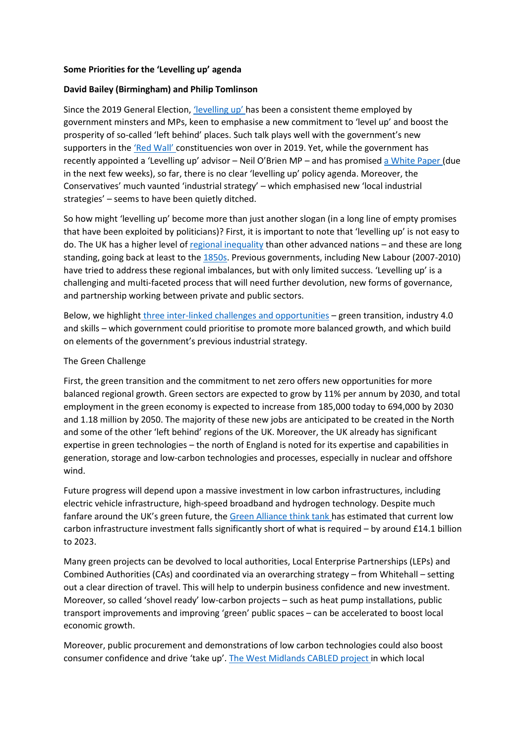**Some Priorities for the 'Levelling up' agenda**

**David Bailey (Birmingham) and Philip Tomlinson**

Since the 2019 General Election, 'levelling up' has been a consistent theme employed by government minsters and MPs, keen to emphasise a new commitment to 'level up' and boost the prosperity of so-called 'left behind' places. Such talk plays well with the government's new supporters in the 'Red Wall' constituencies won over in 2019. Yet, while the government has recently appointed a 'Levelling up' advisor – Neil O'Brien MP – and has promised a White Paper (due in the next few weeks), so far, there is no clear 'levelling up' policy agenda. Moreover, the Conservatives' much vaunted 'industrial strategy' – which emphasised new 'local industrial strategies' – seems to have been quietly ditched.

So how might 'levelling up' become more than just another slogan (in a long line of empty promises that have been exploited by politicians)? First, it is important to note that 'levelling up' is not easy to do. The UK has a higher level of regional inequality than other advanced nations – and these are long standing, going back at least to the 1850s. Previous governments, including New Labour (2007-2010) have tried to address these regional imbalances, but with only limited success. 'Levelling up' is a challenging and multi-faceted process that will need further devolution, new forms of governance, and partnership working between private and public sectors.

Below, we highlight three inter-linked challenges and opportunities – green transition, industry 4.0 and skills – which government could prioritise to promote more balanced growth, and which build on elements of the government's previous industrial strategy.

The Green Challenge

First, the green transition and the commitment to net zero offers new opportunities for more balanced regional growth. Green sectors are expected to grow by 11% per annum by 2030, and total employment in the green economy is expected to increase from 185,000 today to 694,000 by 2030 and 1.18 million by 2050. The majority of these new jobs are anticipated to be created in the North and some of the other 'left behind' regions of the UK. Moreover, the UK already has significant expertise in green technologies – the north of England is noted for its expertise and capabilities in generation, storage and low-carbon technologies and processes, especially in nuclear and offshore wind.

Future progress will depend upon a massive investment in low carbon infrastructures, including electric vehicle infrastructure, high-speed broadband and hydrogen technology. Despite much fanfare around the UK's green future, the Green Alliance think tank has estimated that current low carbon infrastructure investment falls significantly short of what is required – by around £14.1 billion to 2023.

Many green projects can be devolved to local authorities, Local Enterprise Partnerships (LEPs) and Combined Authorities (CAs) and coordinated via an overarching strategy – from Whitehall – setting out a clear direction of travel. This will help to underpin business confidence and new investment. Moreover, so called 'shovel ready' low-carbon projects – such as heat pump installations, public transport improvements and improving 'green' public spaces – can be accelerated to boost local economic growth.

Moreover, public procurement and demonstrations of low carbon technologies could also boost consumer confidence and drive 'take up'. The West Midlands CABLED project in which local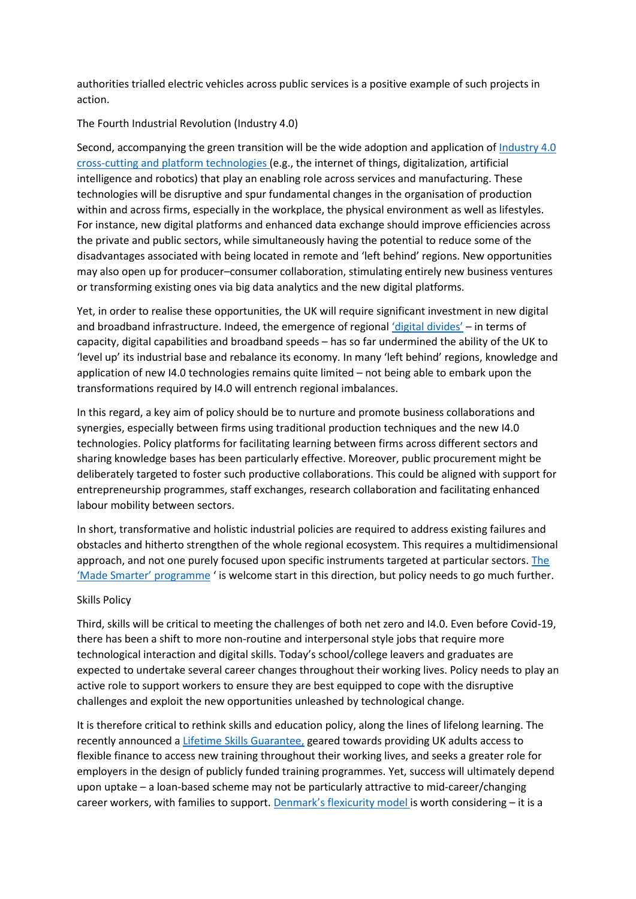authorities trialled electric vehicles across public services is a positive example of such projects in action.

The Fourth Industrial Revolution (Industry 4.0)

Second, accompanying the green transition will be the wide adoption and application of Industry 4.0 cross-cutting and platform technologies (e.g., the internet of things, digitalization, artificial intelligence and robotics) that play an enabling role across services and manufacturing. These technologies will be disruptive and spur fundamental changes in the organisation of production within and across firms, especially in the workplace, the physical environment as well as lifestyles. For instance, new digital platforms and enhanced data exchange should improve efficiencies across the private and public sectors, while simultaneously having the potential to reduce some of the disadvantages associated with being located in remote and 'left behind' regions. New opportunities may also open up for producer–consumer collaboration, stimulating entirely new business ventures or transforming existing ones via big data analytics and the new digital platforms.

Yet, in order to realise these opportunities, the UK will require significant investment in new digital and broadband infrastructure. Indeed, the emergence of regional 'digital divides' – in terms of capacity, digital capabilities and broadband speeds – has so far undermined the ability of the UK to 'level up' its industrial base and rebalance its economy. In many 'left behind' regions, knowledge and application of new I4.0 technologies remains quite limited – not being able to embark upon the transformations required by I4.0 will entrench regional imbalances.

In this regard, a key aim of policy should be to nurture and promote business collaborations and synergies, especially between firms using traditional production techniques and the new I4.0 technologies. Policy platforms for facilitating learning between firms across different sectors and sharing knowledge bases has been particularly effective. Moreover, public procurement might be deliberately targeted to foster such productive collaborations. This could be aligned with support for entrepreneurship programmes, staff exchanges, research collaboration and facilitating enhanced labour mobility between sectors.

In short, transformative and holistic industrial policies are required to address existing failures and obstacles and hitherto strengthen of the whole regional ecosystem. This requires a multidimensional approach, and not one purely focused upon specific instruments targeted at particular sectors. The 'Made Smarter' programme ' is welcome start in this direction, but policy needs to go much further.

Skills Policy

Third, skills will be critical to meeting the challenges of both net zero and I4.0. Even before Covid-19, there has been a shift to more non-routine and interpersonal style jobs that require more technological interaction and digital skills. Today's school/college leavers and graduates are expected to undertake several career changes throughout their working lives. Policy needs to play an active role to support workers to ensure they are best equipped to cope with the disruptive challenges and exploit the new opportunities unleashed by technological change.

It is therefore critical to rethink skills and education policy, along the lines of lifelong learning. The recently announced a Lifetime Skills Guarantee, geared towards providing UK adults access to flexible finance to access new training throughout their working lives, and seeks a greater role for employers in the design of publicly funded training programmes. Yet, success will ultimately depend upon uptake – a loan-based scheme may not be particularly attractive to mid-career/changing career workers, with families to support. Denmark's flexicurity model is worth considering – it is a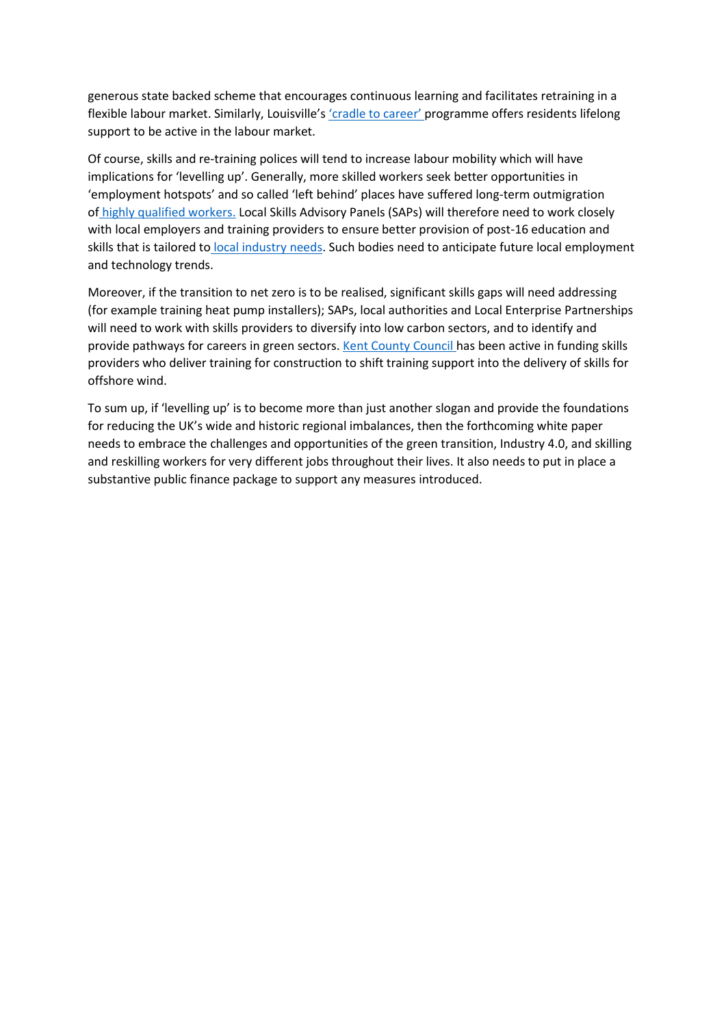generous state backed scheme that encourages continuous learning and facilitates retraining in a flexible labour market. Similarly, Louisville's 'cradle to career' programme offers residents lifelong support to be active in the labour market.

Of course, skills and re-training polices will tend to increase labour mobility which will have implications for 'levelling up'. Generally, more skilled workers seek better opportunities in 'employment hotspots' and so called 'left behind' places have suffered long-term outmigration of highly qualified workers. Local Skills Advisory Panels (SAPs) will therefore need to work closely with local employers and training providers to ensure better provision of post-16 education and skills that is tailored to local industry needs. Such bodies need to anticipate future local employment and technology trends.

Moreover, if the transition to net zero is to be realised, significant skills gaps will need addressing (for example training heat pump installers); SAPs, local authorities and Local Enterprise Partnerships will need to work with skills providers to diversify into low carbon sectors, and to identify and provide pathways for careers in green sectors. Kent County Council has been active in funding skills providers who deliver training for construction to shift training support into the delivery of skills for offshore wind.

To sum up, if 'levelling up' is to become more than just another slogan and provide the foundations for reducing the UK's wide and historic regional imbalances, then the forthcoming white paper needs to embrace the challenges and opportunities of the green transition, Industry 4.0, and skilling and reskilling workers for very different jobs throughout their lives. It also needs to put in place a substantive public finance package to support any measures introduced.